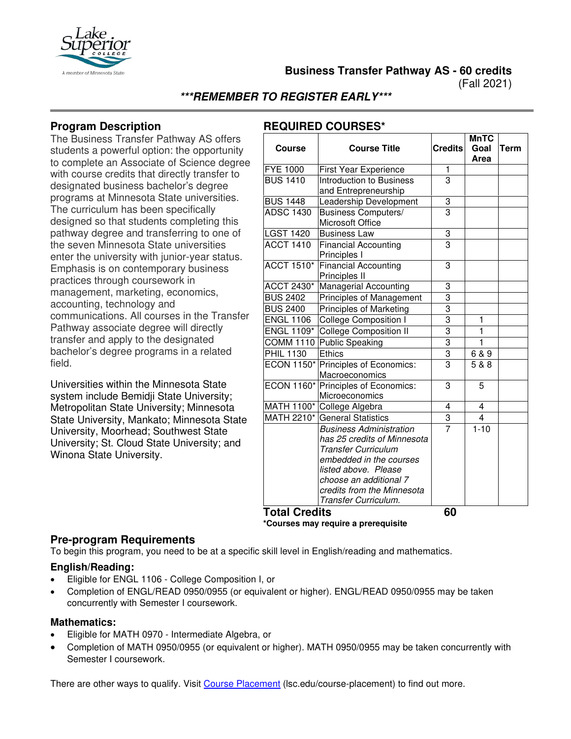# Business Transfer Pathway AS - 60 credits

(Fall 2021)

***REMEMBER TO REGISTER EARLY***

## Program Description

The Business Transfer Pathway AS offers students a powerful option: the opportunity to complete an Associate of Science degree with course credits that directly transfer to designated business bachelor's degree programs at Minnesota State universities. The curriculum has been specifically designed so that students completing this pathway degree and transferring to one of the seven Minnesota State universities enter the university with junior-year status. Emphasis is on contemporary business practices through coursework in management, marketing, economics, accounting, technology and communications. All courses in the Transfer Pathway associate degree will directly transfer and apply to the designated bachelor's degree programs in a related field.

Universities within the Minnesota State system include Bemidji State University; Metropolitan State University; Minnesota State University, Mankato; Minnesota State University, Moorhead; Southwest State University; St. Cloud State University; and Winona State University.

## REQUIRED COURSES*

| Course | Course Title | Credits | MnTC Goal Area | Term |
|---|---|---|---|---|
| FYE 1000 | First Year Experience | 1 | | |
| BUS 1410 | Introduction to Business and Entrepreneurship | 3 | | |
| BUS 1448 | Leadership Development | 3 | | |
| ADSC 1430 | Business Computers/ Microsoft Office | 3 | | |
| LGST 1420 | Business Law | 3 | | |
| ACCT 1410 | Financial Accounting Principles I | 3 | | |
| ACCT 1510* | Financial Accounting Principles II | 3 | | |
| ACCT 2430* | Managerial Accounting | 3 | | |
| BUS 2402 | Principles of Management | 3 | | |
| BUS 2400 | Principles of Marketing | 3 | | |
| ENGL 1106 | College Composition I | 3 | 1 | |
| ENGL 1109* | College Composition II | 3 | 1 | |
| COMM 1110 | Public Speaking | 3 | 1 | |
| PHIL 1130 | Ethics | 3 | 6 & 9 | |
| ECON 1150* | Principles of Economics: Macroeconomics | 3 | 5 & 8 | |
| ECON 1160* | Principles of Economics: Microeconomics | 3 | 5 | |
| MATH 1100* | College Algebra | 4 | 4 | |
| MATH 2210* | General Statistics | 3 | 4 | |
| | *Business Administration has 25 credits of Minnesota Transfer Curriculum embedded in the courses listed above. Please choose an additional 7 credits from the Minnesota Transfer Curriculum.* | 7 | 1-10 | |
| **Total Credits** | | **60** | | |

**\*Courses may require a prerequisite**

## Pre-program Requirements

To begin this program, you need to be at a specific skill level in English/reading and mathematics.

### English/Reading:

- Eligible for ENGL 1106 - College Composition I, or
- Completion of ENGL/READ 0950/0955 (or equivalent or higher). ENGL/READ 0950/0955 may be taken concurrently with Semester I coursework.

### Mathematics:

- Eligible for MATH 0970 - Intermediate Algebra, or
- Completion of MATH 0950/0955 (or equivalent or higher). MATH 0950/0955 may be taken concurrently with Semester I coursework.

There are other ways to qualify. Visit Course Placement (lsc.edu/course-placement) to find out more.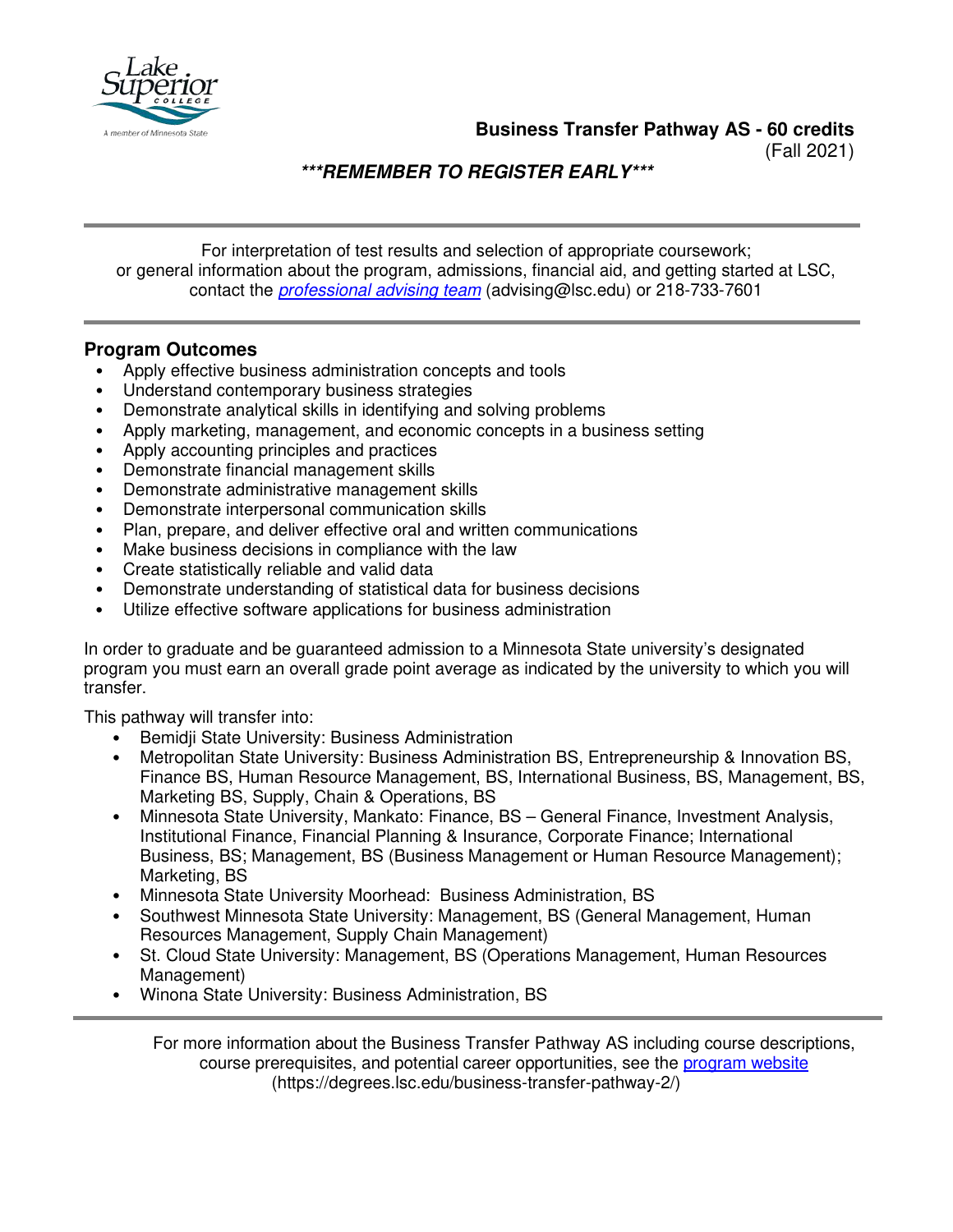**Business Transfer Pathway AS - 60 credits**
(Fall 2021)

***\*\*\*REMEMBER TO REGISTER EARLY\*\*\****

For interpretation of test results and selection of appropriate coursework; or general information about the program, admissions, financial aid, and getting started at LSC, contact the *professional advising team* (advising@lsc.edu) or 218-733-7601

## Program Outcomes

- Apply effective business administration concepts and tools
- Understand contemporary business strategies
- Demonstrate analytical skills in identifying and solving problems
- Apply marketing, management, and economic concepts in a business setting
- Apply accounting principles and practices
- Demonstrate financial management skills
- Demonstrate administrative management skills
- Demonstrate interpersonal communication skills
- Plan, prepare, and deliver effective oral and written communications
- Make business decisions in compliance with the law
- Create statistically reliable and valid data
- Demonstrate understanding of statistical data for business decisions
- Utilize effective software applications for business administration

In order to graduate and be guaranteed admission to a Minnesota State university's designated program you must earn an overall grade point average as indicated by the university to which you will transfer.

This pathway will transfer into:

- Bemidji State University: Business Administration
- Metropolitan State University: Business Administration BS, Entrepreneurship & Innovation BS, Finance BS, Human Resource Management, BS, International Business, BS, Management, BS, Marketing BS, Supply, Chain & Operations, BS
- Minnesota State University, Mankato: Finance, BS – General Finance, Investment Analysis, Institutional Finance, Financial Planning & Insurance, Corporate Finance; International Business, BS; Management, BS (Business Management or Human Resource Management); Marketing, BS
- Minnesota State University Moorhead: Business Administration, BS
- Southwest Minnesota State University: Management, BS (General Management, Human Resources Management, Supply Chain Management)
- St. Cloud State University: Management, BS (Operations Management, Human Resources Management)
- Winona State University: Business Administration, BS

For more information about the Business Transfer Pathway AS including course descriptions, course prerequisites, and potential career opportunities, see the program website (https://degrees.lsc.edu/business-transfer-pathway-2/)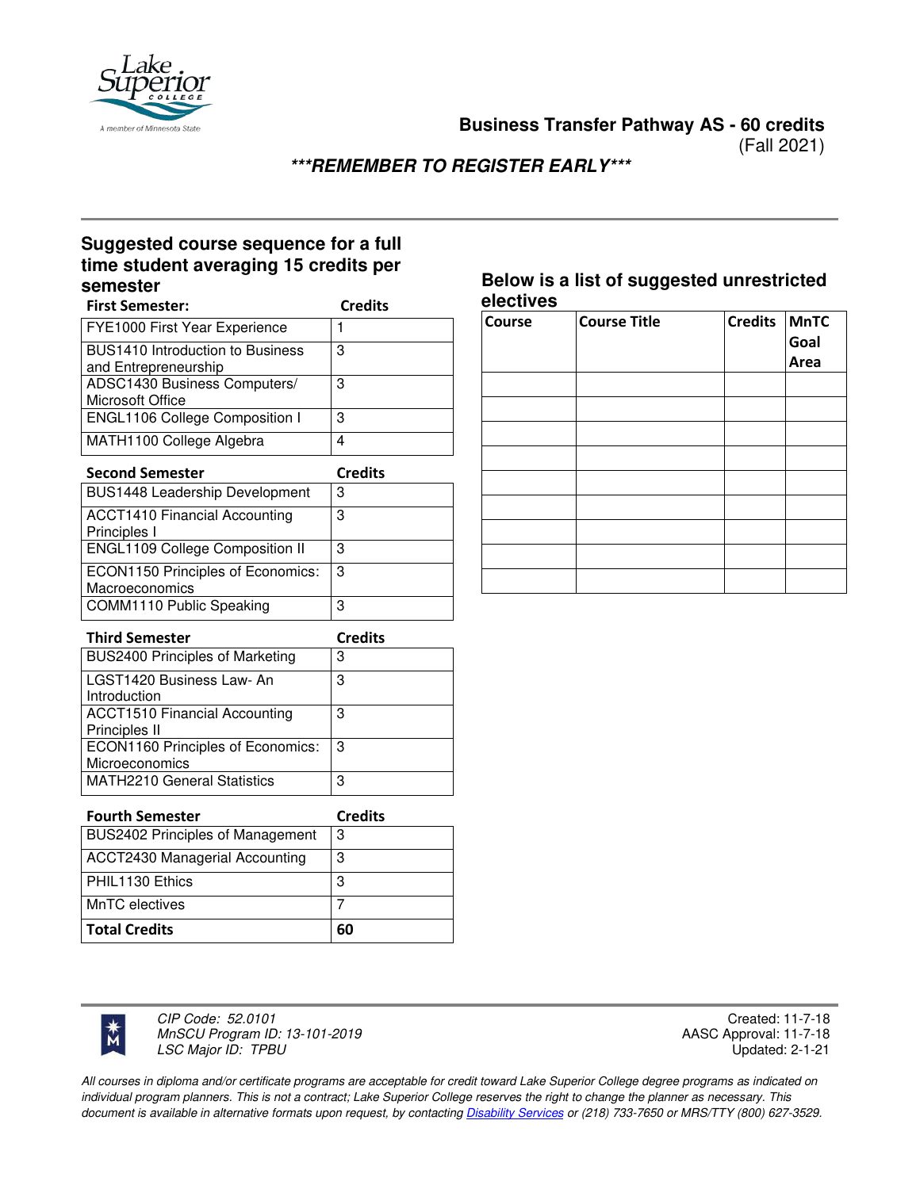## Business Transfer Pathway AS - 60 credits

(Fall 2021)

***REMEMBER TO REGISTER EARLY***

### Suggested course sequence for a full time student averaging 15 credits per semester

| First Semester: | Credits |
|---|---|
| FYE1000 First Year Experience | 1 |
| BUS1410 Introduction to Business and Entrepreneurship | 3 |
| ADSC1430 Business Computers/ Microsoft Office | 3 |
| ENGL1106 College Composition I | 3 |
| MATH1100 College Algebra | 4 |

| Second Semester | Credits |
|---|---|
| BUS1448 Leadership Development | 3 |
| ACCT1410 Financial Accounting Principles I | 3 |
| ENGL1109 College Composition II | 3 |
| ECON1150 Principles of Economics: Macroeconomics | 3 |
| COMM1110 Public Speaking | 3 |

| Third Semester | Credits |
|---|---|
| BUS2400 Principles of Marketing | 3 |
| LGST1420 Business Law- An Introduction | 3 |
| ACCT1510 Financial Accounting Principles II | 3 |
| ECON1160 Principles of Economics: Microeconomics | 3 |
| MATH2210 General Statistics | 3 |

| Fourth Semester | Credits |
|---|---|
| BUS2402 Principles of Management | 3 |
| ACCT2430 Managerial Accounting | 3 |
| PHIL1130 Ethics | 3 |
| MnTC electives | 7 |
| **Total Credits** | **60** |

### Below is a list of suggested unrestricted electives

| Course | Course Title | Credits | MnTC Goal Area |
|---|---|---|---|
| | | | |
| | | | |
| | | | |
| | | | |
| | | | |
| | | | |
| | | | |
| | | | |
| | | | |

*CIP Code: 52.0101*
*MnSCU Program ID: 13-101-2019*
*LSC Major ID: TPBU*

Created: 11-7-18
AASC Approval: 11-7-18
Updated: 2-1-21

*All courses in diploma and/or certificate programs are acceptable for credit toward Lake Superior College degree programs as indicated on individual program planners. This is not a contract; Lake Superior College reserves the right to change the planner as necessary. This document is available in alternative formats upon request, by contacting Disability Services or (218) 733-7650 or MRS/TTY (800) 627-3529.*